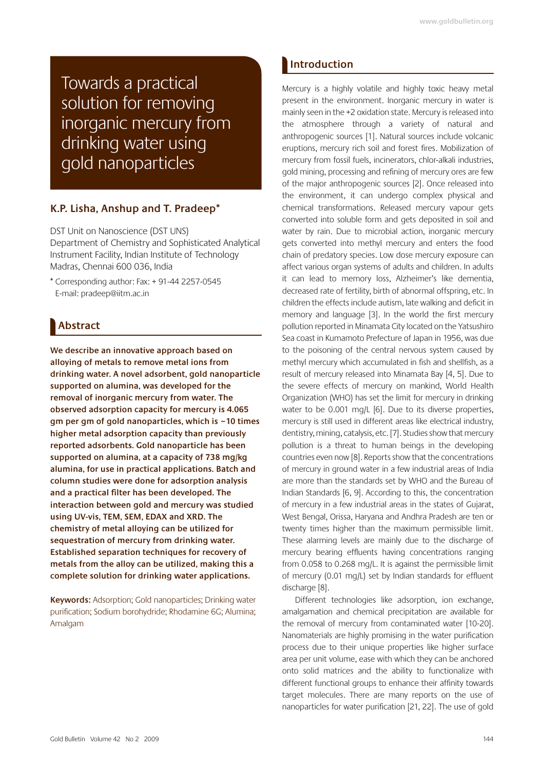# Towards a practical solution for removing inorganic mercury from drinking water using gold nanoparticles

**K.P. Lisha, Anshup and T. Pradeep***

DST Unit on Nanoscience (DST UNS)
Department of Chemistry and Sophisticated Analytical Instrument Facility, Indian Institute of Technology Madras, Chennai 600 036, India

\* Corresponding author: Fax: + 91-44 2257-0545
E-mail: pradeep@iitm.ac.in

## Abstract

**We describe an innovative approach based on alloying of metals to remove metal ions from drinking water. A novel adsorbent, gold nanoparticle supported on alumina, was developed for the removal of inorganic mercury from water. The observed adsorption capacity for mercury is 4.065 gm per gm of gold nanoparticles, which is ~10 times higher metal adsorption capacity than previously reported adsorbents. Gold nanoparticle has been supported on alumina, at a capacity of 738 mg/kg alumina, for use in practical applications. Batch and column studies were done for adsorption analysis and a practical filter has been developed. The interaction between gold and mercury was studied using UV-vis, TEM, SEM, EDAX and XRD. The chemistry of metal alloying can be utilized for sequestration of mercury from drinking water. Established separation techniques for recovery of metals from the alloy can be utilized, making this a complete solution for drinking water applications.**

**Keywords:** Adsorption; Gold nanoparticles; Drinking water purification; Sodium borohydride; Rhodamine 6G; Alumina; Amalgam

## Introduction

Mercury is a highly volatile and highly toxic heavy metal present in the environment. Inorganic mercury in water is mainly seen in the +2 oxidation state. Mercury is released into the atmosphere through a variety of natural and anthropogenic sources [1]. Natural sources include volcanic eruptions, mercury rich soil and forest fires. Mobilization of mercury from fossil fuels, incinerators, chlor-alkali industries, gold mining, processing and refining of mercury ores are few of the major anthropogenic sources [2]. Once released into the environment, it can undergo complex physical and chemical transformations. Released mercury vapour gets converted into soluble form and gets deposited in soil and water by rain. Due to microbial action, inorganic mercury gets converted into methyl mercury and enters the food chain of predatory species. Low dose mercury exposure can affect various organ systems of adults and children. In adults it can lead to memory loss, Alzheimer's like dementia, decreased rate of fertility, birth of abnormal offspring, etc. In children the effects include autism, late walking and deficit in memory and language [3]. In the world the first mercury pollution reported in Minamata City located on the Yatsushiro Sea coast in Kumamoto Prefecture of Japan in 1956, was due to the poisoning of the central nervous system caused by methyl mercury which accumulated in fish and shellfish, as a result of mercury released into Minamata Bay [4, 5]. Due to the severe effects of mercury on mankind, World Health Organization (WHO) has set the limit for mercury in drinking water to be 0.001 mg/L [6]. Due to its diverse properties, mercury is still used in different areas like electrical industry, dentistry, mining, catalysis, etc. [7]. Studies show that mercury pollution is a threat to human beings in the developing countries even now [8]. Reports show that the concentrations of mercury in ground water in a few industrial areas of India are more than the standards set by WHO and the Bureau of Indian Standards [6, 9]. According to this, the concentration of mercury in a few industrial areas in the states of Gujarat, West Bengal, Orissa, Haryana and Andhra Pradesh are ten or twenty times higher than the maximum permissible limit. These alarming levels are mainly due to the discharge of mercury bearing effluents having concentrations ranging from 0.058 to 0.268 mg/L. It is against the permissible limit of mercury (0.01 mg/L) set by Indian standards for effluent discharge [8].

Different technologies like adsorption, ion exchange, amalgamation and chemical precipitation are available for the removal of mercury from contaminated water [10-20]. Nanomaterials are highly promising in the water purification process due to their unique properties like higher surface area per unit volume, ease with which they can be anchored onto solid matrices and the ability to functionalize with different functional groups to enhance their affinity towards target molecules. There are many reports on the use of nanoparticles for water purification [21, 22]. The use of gold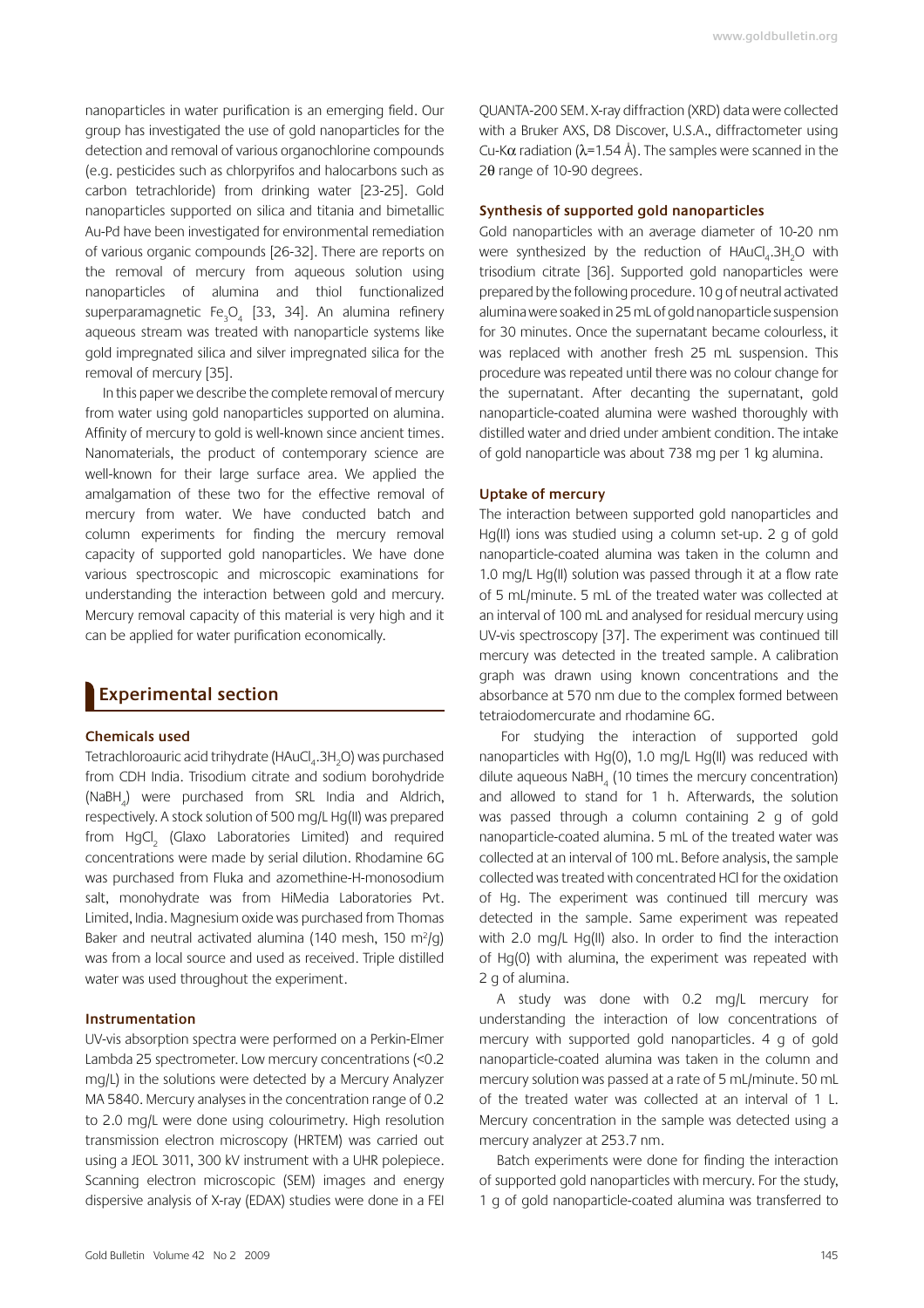nanoparticles in water purification is an emerging field. Our group has investigated the use of gold nanoparticles for the detection and removal of various organochlorine compounds (e.g. pesticides such as chlorpyrifos and halocarbons such as carbon tetrachloride) from drinking water [23-25]. Gold nanoparticles supported on silica and titania and bimetallic Au-Pd have been investigated for environmental remediation of various organic compounds [26-32]. There are reports on the removal of mercury from aqueous solution using nanoparticles of alumina and thiol functionalized superparamagnetic $Fe_3O_4$ [33, 34]. An alumina refinery aqueous stream was treated with nanoparticle systems like gold impregnated silica and silver impregnated silica for the removal of mercury [35].

In this paper we describe the complete removal of mercury from water using gold nanoparticles supported on alumina. Affinity of mercury to gold is well-known since ancient times. Nanomaterials, the product of contemporary science are well-known for their large surface area. We applied the amalgamation of these two for the effective removal of mercury from water. We have conducted batch and column experiments for finding the mercury removal capacity of supported gold nanoparticles. We have done various spectroscopic and microscopic examinations for understanding the interaction between gold and mercury. Mercury removal capacity of this material is very high and it can be applied for water purification economically.

## Experimental section

### Chemicals used

Tetrachloroauric acid trihydrate ($HAuCl_4.3H_2O$) was purchased from CDH India. Trisodium citrate and sodium borohydride ($NaBH_4$) were purchased from SRL India and Aldrich, respectively. A stock solution of 500 mg/L Hg(II) was prepared from $HgCl_2$ (Glaxo Laboratories Limited) and required concentrations were made by serial dilution. Rhodamine 6G was purchased from Fluka and azomethine-H-monosodium salt, monohydrate was from HiMedia Laboratories Pvt. Limited, India. Magnesium oxide was purchased from Thomas Baker and neutral activated alumina (140 mesh, 150 $m^2/g$) was from a local source and used as received. Triple distilled water was used throughout the experiment.

### Instrumentation

UV-vis absorption spectra were performed on a Perkin-Elmer Lambda 25 spectrometer. Low mercury concentrations (<0.2 mg/L) in the solutions were detected by a Mercury Analyzer MA 5840. Mercury analyses in the concentration range of 0.2 to 2.0 mg/L were done using colourimetry. High resolution transmission electron microscopy (HRTEM) was carried out using a JEOL 3011, 300 kV instrument with a UHR polepiece. Scanning electron microscopic (SEM) images and energy dispersive analysis of X-ray (EDAX) studies were done in a FEI QUANTA-200 SEM. X-ray diffraction (XRD) data were collected with a Bruker AXS, D8 Discover, U.S.A., diffractometer using Cu-K$\alpha$ radiation ($\lambda$=1.54 Å). The samples were scanned in the 2$\theta$ range of 10-90 degrees.

### Synthesis of supported gold nanoparticles

Gold nanoparticles with an average diameter of 10-20 nm were synthesized by the reduction of $HAuCl_4.3H_2O$ with trisodium citrate [36]. Supported gold nanoparticles were prepared by the following procedure. 10 g of neutral activated alumina were soaked in 25 mL of gold nanoparticle suspension for 30 minutes. Once the supernatant became colourless, it was replaced with another fresh 25 mL suspension. This procedure was repeated until there was no colour change for the supernatant. After decanting the supernatant, gold nanoparticle-coated alumina were washed thoroughly with distilled water and dried under ambient condition. The intake of gold nanoparticle was about 738 mg per 1 kg alumina.

### Uptake of mercury

The interaction between supported gold nanoparticles and Hg(II) ions was studied using a column set-up. 2 g of gold nanoparticle-coated alumina was taken in the column and 1.0 mg/L Hg(II) solution was passed through it at a flow rate of 5 mL/minute. 5 mL of the treated water was collected at an interval of 100 mL and analysed for residual mercury using UV-vis spectroscopy [37]. The experiment was continued till mercury was detected in the treated sample. A calibration graph was drawn using known concentrations and the absorbance at 570 nm due to the complex formed between tetraiodomercurate and rhodamine 6G.

For studying the interaction of supported gold nanoparticles with Hg(0), 1.0 mg/L Hg(II) was reduced with dilute aqueous $NaBH_4$ (10 times the mercury concentration) and allowed to stand for 1 h. Afterwards, the solution was passed through a column containing 2 g of gold nanoparticle-coated alumina. 5 mL of the treated water was collected at an interval of 100 mL. Before analysis, the sample collected was treated with concentrated HCl for the oxidation of Hg. The experiment was continued till mercury was detected in the sample. Same experiment was repeated with 2.0 mg/L Hg(II) also. In order to find the interaction of Hg(0) with alumina, the experiment was repeated with 2 g of alumina.

A study was done with 0.2 mg/L mercury for understanding the interaction of low concentrations of mercury with supported gold nanoparticles. 4 g of gold nanoparticle-coated alumina was taken in the column and mercury solution was passed at a rate of 5 mL/minute. 50 mL of the treated water was collected at an interval of 1 L. Mercury concentration in the sample was detected using a mercury analyzer at 253.7 nm.

Batch experiments were done for finding the interaction of supported gold nanoparticles with mercury. For the study, 1 g of gold nanoparticle-coated alumina was transferred to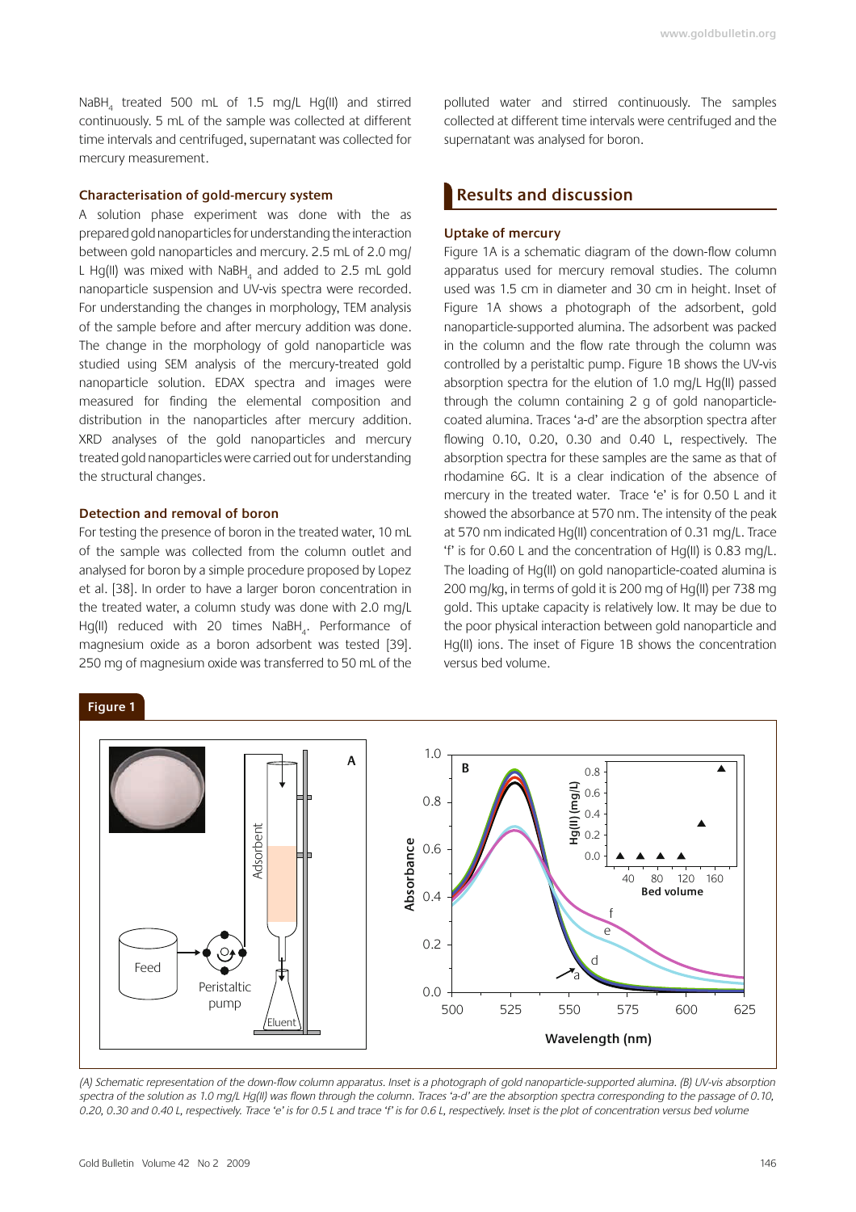$NaBH_4$ treated 500 mL of 1.5 mg/L Hg(II) and stirred continuously. 5 mL of the sample was collected at different time intervals and centrifuged, supernatant was collected for mercury measurement.

### Characterisation of gold-mercury system

A solution phase experiment was done with the as prepared gold nanoparticles for understanding the interaction between gold nanoparticles and mercury. 2.5 mL of 2.0 mg/L Hg(II) was mixed with $NaBH_4$ and added to 2.5 mL gold nanoparticle suspension and UV-vis spectra were recorded. For understanding the changes in morphology, TEM analysis of the sample before and after mercury addition was done. The change in the morphology of gold nanoparticle was studied using SEM analysis of the mercury-treated gold nanoparticle solution. EDAX spectra and images were measured for finding the elemental composition and distribution in the nanoparticles after mercury addition. XRD analyses of the gold nanoparticles and mercury treated gold nanoparticles were carried out for understanding the structural changes.

### Detection and removal of boron

For testing the presence of boron in the treated water, 10 mL of the sample was collected from the column outlet and analysed for boron by a simple procedure proposed by Lopez et al. [38]. In order to have a larger boron concentration in the treated water, a column study was done with 2.0 mg/L Hg(II) reduced with 20 times $NaBH_4$. Performance of magnesium oxide as a boron adsorbent was tested [39]. 250 mg of magnesium oxide was transferred to 50 mL of the polluted water and stirred continuously. The samples collected at different time intervals were centrifuged and the supernatant was analysed for boron.

## Results and discussion

### Uptake of mercury

Figure 1A is a schematic diagram of the down-flow column apparatus used for mercury removal studies. The column used was 1.5 cm in diameter and 30 cm in height. Inset of Figure 1A shows a photograph of the adsorbent, gold nanoparticle-supported alumina. The adsorbent was packed in the column and the flow rate through the column was controlled by a peristaltic pump. Figure 1B shows the UV-vis absorption spectra for the elution of 1.0 mg/L Hg(II) passed through the column containing 2 g of gold nanoparticle-coated alumina. Traces 'a-d' are the absorption spectra after flowing 0.10, 0.20, 0.30 and 0.40 L, respectively. The absorption spectra for these samples are the same as that of rhodamine 6G. It is a clear indication of the absence of mercury in the treated water. Trace 'e' is for 0.50 L and it showed the absorbance at 570 nm. The intensity of the peak at 570 nm indicated Hg(II) concentration of 0.31 mg/L. Trace 'f' is for 0.60 L and the concentration of Hg(II) is 0.83 mg/L. The loading of Hg(II) on gold nanoparticle-coated alumina is 200 mg/kg, in terms of gold it is 200 mg of Hg(II) per 738 mg gold. This uptake capacity is relatively low. It may be due to the poor physical interaction between gold nanoparticle and Hg(II) ions. The inset of Figure 1B shows the concentration versus bed volume.

**Figure 1**

*(A) Schematic representation of the down-flow column apparatus. Inset is a photograph of gold nanoparticle-supported alumina. (B) UV-vis absorption spectra of the solution as 1.0 mg/L Hg(II) was flown through the column. Traces 'a-d' are the absorption spectra corresponding to the passage of 0.10, 0.20, 0.30 and 0.40 L, respectively. Trace 'e' is for 0.5 L and trace 'f' is for 0.6 L, respectively. Inset is the plot of concentration versus bed volume*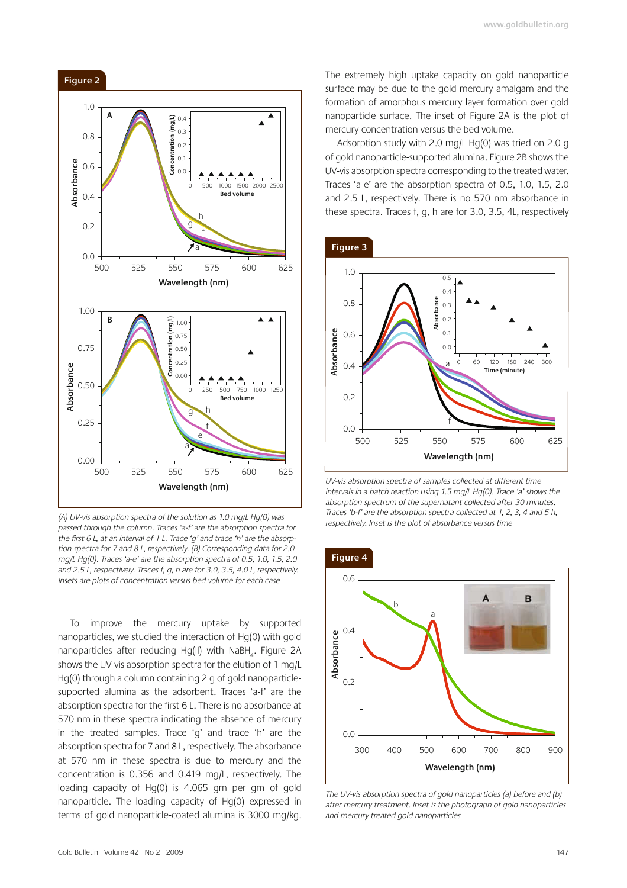**Figure 2**

(A) UV-vis absorption spectra of the solution as 1.0 mg/L Hg(0) was passed through the column. Traces 'a-f' are the absorption spectra for the first 6 L, at an interval of 1 L. Trace 'g' and trace 'h' are the absorption spectra for 7 and 8 L, respectively. (B) Corresponding data for 2.0 mg/L Hg(0). Traces 'a-e' are the absorption spectra of 0.5, 1.0, 1.5, 2.0 and 2.5 L, respectively. Traces f, g, h are for 3.0, 3.5, 4.0 L, respectively. Insets are plots of concentration versus bed volume for each case

To improve the mercury uptake by supported nanoparticles, we studied the interaction of Hg(0) with gold nanoparticles after reducing Hg(II) with $NaBH_4$. Figure 2A shows the UV-vis absorption spectra for the elution of 1 mg/L Hg(0) through a column containing 2 g of gold nanoparticle-supported alumina as the adsorbent. Traces 'a-f' are the absorption spectra for the first 6 L. There is no absorbance at 570 nm in these spectra indicating the absence of mercury in the treated samples. Trace 'g' and trace 'h' are the absorption spectra for 7 and 8 L, respectively. The absorbance at 570 nm in these spectra is due to mercury and the concentration is 0.356 and 0.419 mg/L, respectively. The loading capacity of Hg(0) is 4.065 gm per gm of gold nanoparticle. The loading capacity of Hg(0) expressed in terms of gold nanoparticle-coated alumina is 3000 mg/kg.

The extremely high uptake capacity on gold nanoparticle surface may be due to the gold mercury amalgam and the formation of amorphous mercury layer formation over gold nanoparticle surface. The inset of Figure 2A is the plot of mercury concentration versus the bed volume.

Adsorption study with 2.0 mg/L Hg(0) was tried on 2.0 g of gold nanoparticle-supported alumina. Figure 2B shows the UV-vis absorption spectra corresponding to the treated water. Traces 'a-e' are the absorption spectra of 0.5, 1.0, 1.5, 2.0 and 2.5 L, respectively. There is no 570 nm absorbance in these spectra. Traces f, g, h are for 3.0, 3.5, 4L, respectively

**Figure 3**

UV-vis absorption spectra of samples collected at different time intervals in a batch reaction using 1.5 mg/L Hg(0). Trace 'a' shows the absorption spectrum of the supernatant collected after 30 minutes. Traces 'b-f' are the absorption spectra collected at 1, 2, 3, 4 and 5 h, respectively. Inset is the plot of absorbance versus time

**Figure 4**

The UV-vis absorption spectra of gold nanoparticles (a) before and (b) after mercury treatment. Inset is the photograph of gold nanoparticles and mercury treated gold nanoparticles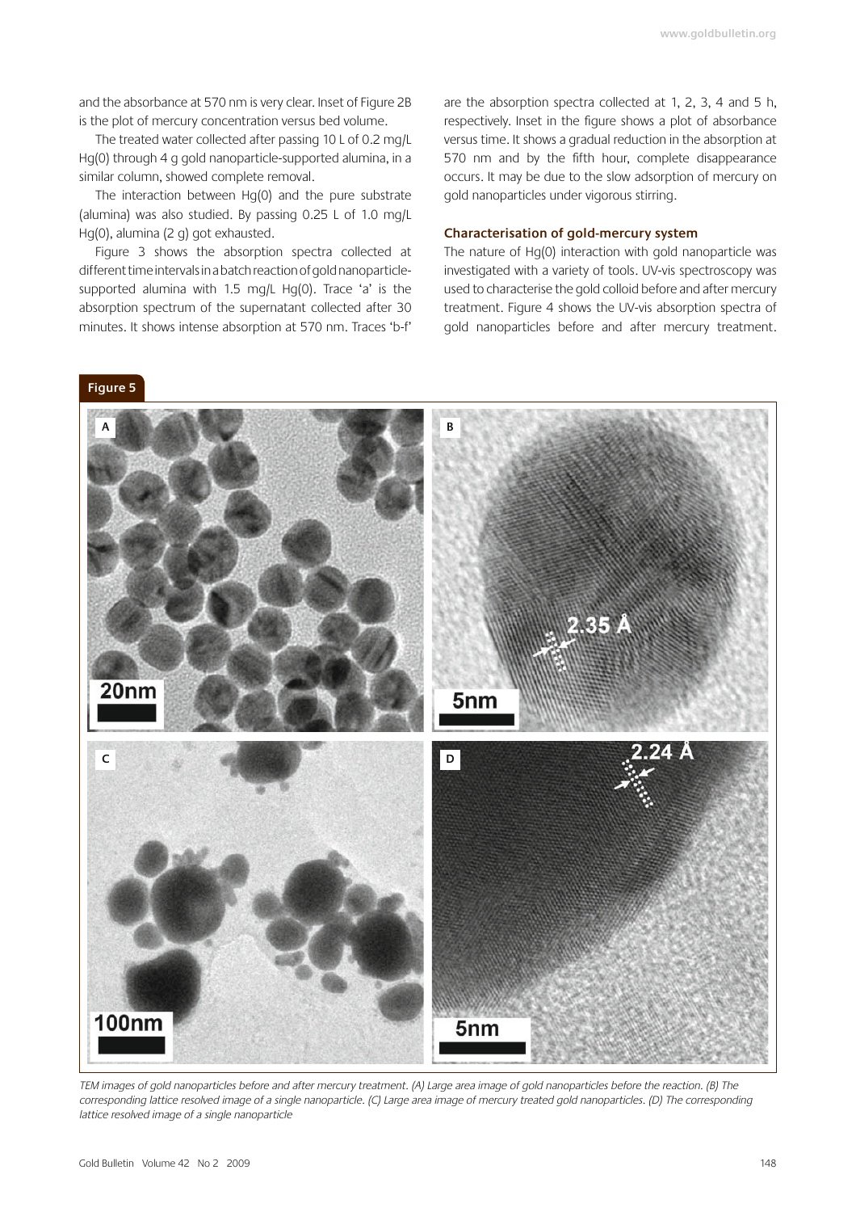and the absorbance at 570 nm is very clear. Inset of Figure 2B is the plot of mercury concentration versus bed volume.

The treated water collected after passing 10 L of 0.2 mg/L Hg(0) through 4 g gold nanoparticle-supported alumina, in a similar column, showed complete removal.

The interaction between Hg(0) and the pure substrate (alumina) was also studied. By passing 0.25 L of 1.0 mg/L Hg(0), alumina (2 g) got exhausted.

Figure 3 shows the absorption spectra collected at different time intervals in a batch reaction of gold nanoparticle-supported alumina with 1.5 mg/L Hg(0). Trace 'a' is the absorption spectrum of the supernatant collected after 30 minutes. It shows intense absorption at 570 nm. Traces 'b-f' are the absorption spectra collected at 1, 2, 3, 4 and 5 h, respectively. Inset in the figure shows a plot of absorbance versus time. It shows a gradual reduction in the absorption at 570 nm and by the fifth hour, complete disappearance occurs. It may be due to the slow adsorption of mercury on gold nanoparticles under vigorous stirring.

### Characterisation of gold-mercury system

The nature of Hg(0) interaction with gold nanoparticle was investigated with a variety of tools. UV-vis spectroscopy was used to characterise the gold colloid before and after mercury treatment. Figure 4 shows the UV-vis absorption spectra of gold nanoparticles before and after mercury treatment.

**Figure 5**

*TEM images of gold nanoparticles before and after mercury treatment. (A) Large area image of gold nanoparticles before the reaction. (B) The corresponding lattice resolved image of a single nanoparticle. (C) Large area image of mercury treated gold nanoparticles. (D) The corresponding lattice resolved image of a single nanoparticle*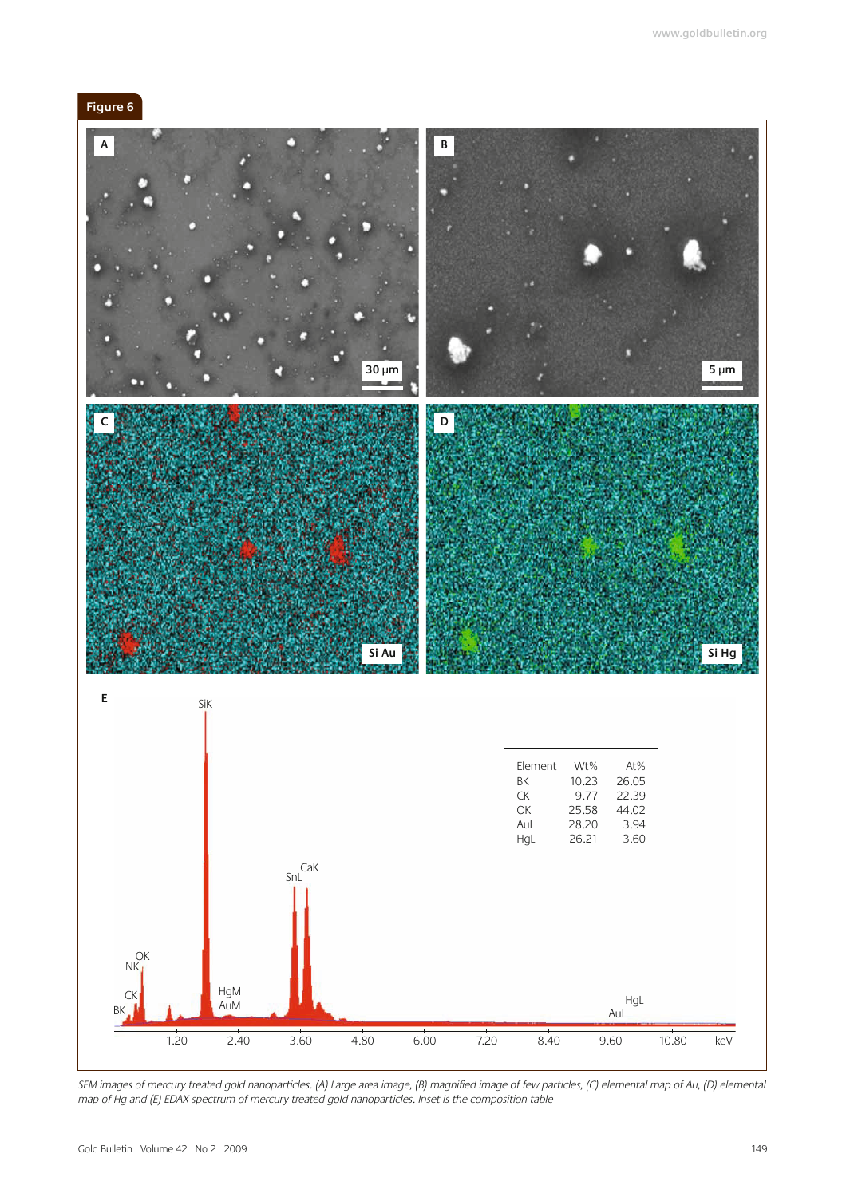Figure 6

SEM images of mercury treated gold nanoparticles. (A) Large area image, (B) magnified image of few particles, (C) elemental map of Au, (D) elemental map of Hg and (E) EDAX spectrum of mercury treated gold nanoparticles. Inset is the composition table

| Element | Wt% | At% |
|---|---|---|
| BK | 10.23 | 26.05 |
| CK | 9.77 | 22.39 |
| OK | 25.58 | 44.02 |
| AuL | 28.20 | 3.94 |
| HgL | 26.21 | 3.60 |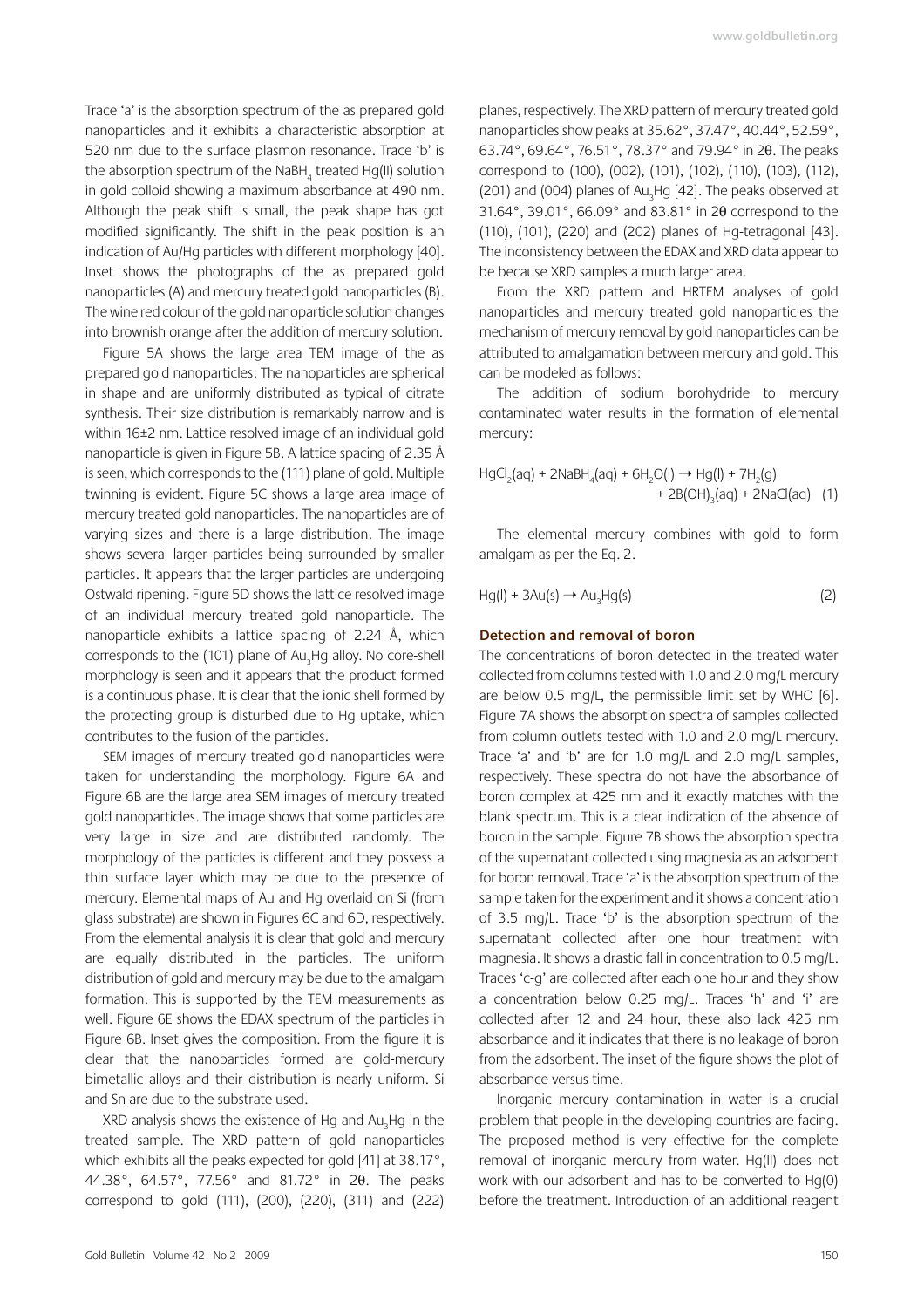Trace 'a' is the absorption spectrum of the as prepared gold nanoparticles and it exhibits a characteristic absorption at 520 nm due to the surface plasmon resonance. Trace 'b' is the absorption spectrum of the $NaBH_4$ treated Hg(II) solution in gold colloid showing a maximum absorbance at 490 nm. Although the peak shift is small, the peak shape has got modified significantly. The shift in the peak position is an indication of Au/Hg particles with different morphology [40]. Inset shows the photographs of the as prepared gold nanoparticles (A) and mercury treated gold nanoparticles (B). The wine red colour of the gold nanoparticle solution changes into brownish orange after the addition of mercury solution.

Figure 5A shows the large area TEM image of the as prepared gold nanoparticles. The nanoparticles are spherical in shape and are uniformly distributed as typical of citrate synthesis. Their size distribution is remarkably narrow and is within 16±2 nm. Lattice resolved image of an individual gold nanoparticle is given in Figure 5B. A lattice spacing of 2.35 Å is seen, which corresponds to the (111) plane of gold. Multiple twinning is evident. Figure 5C shows a large area image of mercury treated gold nanoparticles. The nanoparticles are of varying sizes and there is a large distribution. The image shows several larger particles being surrounded by smaller particles. It appears that the larger particles are undergoing Ostwald ripening. Figure 5D shows the lattice resolved image of an individual mercury treated gold nanoparticle. The nanoparticle exhibits a lattice spacing of 2.24 Å, which corresponds to the (101) plane of $Au_3Hg$ alloy. No core-shell morphology is seen and it appears that the product formed is a continuous phase. It is clear that the ionic shell formed by the protecting group is disturbed due to Hg uptake, which contributes to the fusion of the particles.

SEM images of mercury treated gold nanoparticles were taken for understanding the morphology. Figure 6A and Figure 6B are the large area SEM images of mercury treated gold nanoparticles. The image shows that some particles are very large in size and are distributed randomly. The morphology of the particles is different and they possess a thin surface layer which may be due to the presence of mercury. Elemental maps of Au and Hg overlaid on Si (from glass substrate) are shown in Figures 6C and 6D, respectively. From the elemental analysis it is clear that gold and mercury are equally distributed in the particles. The uniform distribution of gold and mercury may be due to the amalgam formation. This is supported by the TEM measurements as well. Figure 6E shows the EDAX spectrum of the particles in Figure 6B. Inset gives the composition. From the figure it is clear that the nanoparticles formed are gold-mercury bimetallic alloys and their distribution is nearly uniform. Si and Sn are due to the substrate used.

XRD analysis shows the existence of Hg and $Au_3Hg$ in the treated sample. The XRD pattern of gold nanoparticles which exhibits all the peaks expected for gold [41] at 38.17°, 44.38°, 64.57°, 77.56° and 81.72° in 2θ. The peaks correspond to gold (111), (200), (220), (311) and (222) planes, respectively. The XRD pattern of mercury treated gold nanoparticles show peaks at 35.62°, 37.47°, 40.44°, 52.59°, 63.74°, 69.64°, 76.51°, 78.37° and 79.94° in 2θ. The peaks correspond to (100), (002), (101), (102), (110), (103), (112), (201) and (004) planes of $Au_3Hg$ [42]. The peaks observed at 31.64°, 39.01°, 66.09° and 83.81° in 2θ correspond to the (110), (101), (220) and (202) planes of Hg-tetragonal [43]. The inconsistency between the EDAX and XRD data appear to be because XRD samples a much larger area.

From the XRD pattern and HRTEM analyses of gold nanoparticles and mercury treated gold nanoparticles the mechanism of mercury removal by gold nanoparticles can be attributed to amalgamation between mercury and gold. This can be modeled as follows:

The addition of sodium borohydride to mercury contaminated water results in the formation of elemental mercury:

$$HgCl_2(aq) + 2NaBH_4(aq) + 6H_2O(l) \rightarrow Hg(l) + 7H_2(g) + 2B(OH)_3(aq) + 2NaCl(aq) \quad (1)$$

The elemental mercury combines with gold to form amalgam as per the Eq. 2.

$$Hg(l) + 3Au(s) \rightarrow Au_3Hg(s) \quad (2)$$

### Detection and removal of boron

The concentrations of boron detected in the treated water collected from columns tested with 1.0 and 2.0 mg/L mercury are below 0.5 mg/L, the permissible limit set by WHO [6]. Figure 7A shows the absorption spectra of samples collected from column outlets tested with 1.0 and 2.0 mg/L mercury. Trace 'a' and 'b' are for 1.0 mg/L and 2.0 mg/L samples, respectively. These spectra do not have the absorbance of boron complex at 425 nm and it exactly matches with the blank spectrum. This is a clear indication of the absence of boron in the sample. Figure 7B shows the absorption spectra of the supernatant collected using magnesia as an adsorbent for boron removal. Trace 'a' is the absorption spectrum of the sample taken for the experiment and it shows a concentration of 3.5 mg/L. Trace 'b' is the absorption spectrum of the supernatant collected after one hour treatment with magnesia. It shows a drastic fall in concentration to 0.5 mg/L. Traces 'c-g' are collected after each one hour and they show a concentration below 0.25 mg/L. Traces 'h' and 'i' are collected after 12 and 24 hour, these also lack 425 nm absorbance and it indicates that there is no leakage of boron from the adsorbent. The inset of the figure shows the plot of absorbance versus time.

Inorganic mercury contamination in water is a crucial problem that people in the developing countries are facing. The proposed method is very effective for the complete removal of inorganic mercury from water. Hg(II) does not work with our adsorbent and has to be converted to Hg(0) before the treatment. Introduction of an additional reagent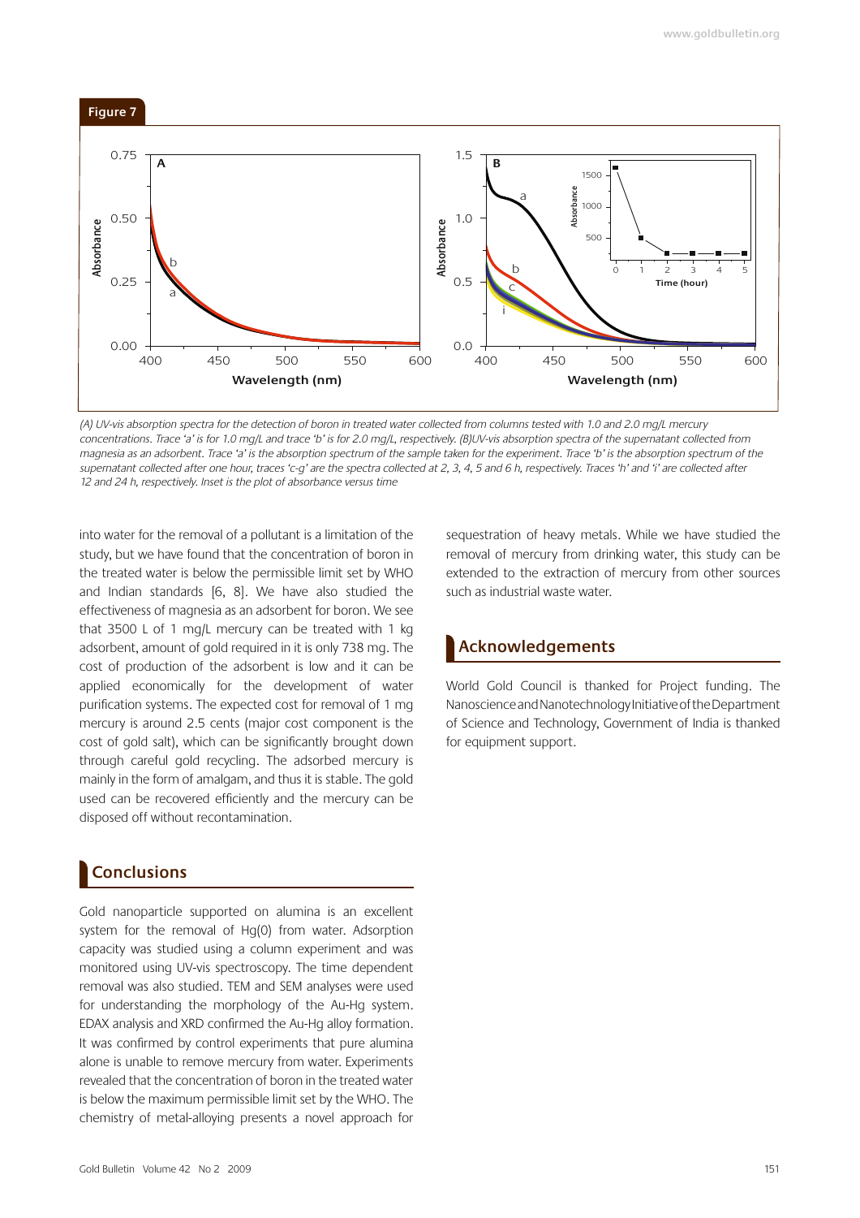**Figure 7**

*(A) UV-vis absorption spectra for the detection of boron in treated water collected from columns tested with 1.0 and 2.0 mg/L mercury concentrations. Trace 'a' is for 1.0 mg/L and trace 'b' is for 2.0 mg/L, respectively. (B)UV-vis absorption spectra of the supernatant collected from magnesia as an adsorbent. Trace 'a' is the absorption spectrum of the sample taken for the experiment. Trace 'b' is the absorption spectrum of the supernatant collected after one hour, traces 'c-g' are the spectra collected at 2, 3, 4, 5 and 6 h, respectively. Traces 'h' and 'i' are collected after 12 and 24 h, respectively. Inset is the plot of absorbance versus time*

into water for the removal of a pollutant is a limitation of the study, but we have found that the concentration of boron in the treated water is below the permissible limit set by WHO and Indian standards [6, 8]. We have also studied the effectiveness of magnesia as an adsorbent for boron. We see that 3500 L of 1 mg/L mercury can be treated with 1 kg adsorbent, amount of gold required in it is only 738 mg. The cost of production of the adsorbent is low and it can be applied economically for the development of water purification systems. The expected cost for removal of 1 mg mercury is around 2.5 cents (major cost component is the cost of gold salt), which can be significantly brought down through careful gold recycling. The adsorbed mercury is mainly in the form of amalgam, and thus it is stable. The gold used can be recovered efficiently and the mercury can be disposed off without recontamination.

## Conclusions

Gold nanoparticle supported on alumina is an excellent system for the removal of Hg(0) from water. Adsorption capacity was studied using a column experiment and was monitored using UV-vis spectroscopy. The time dependent removal was also studied. TEM and SEM analyses were used for understanding the morphology of the Au-Hg system. EDAX analysis and XRD confirmed the Au-Hg alloy formation. It was confirmed by control experiments that pure alumina alone is unable to remove mercury from water. Experiments revealed that the concentration of boron in the treated water is below the maximum permissible limit set by the WHO. The chemistry of metal-alloying presents a novel approach for sequestration of heavy metals. While we have studied the removal of mercury from drinking water, this study can be extended to the extraction of mercury from other sources such as industrial waste water.

## Acknowledgements

World Gold Council is thanked for Project funding. The Nanoscience and Nanotechnology Initiative of the Department of Science and Technology, Government of India is thanked for equipment support.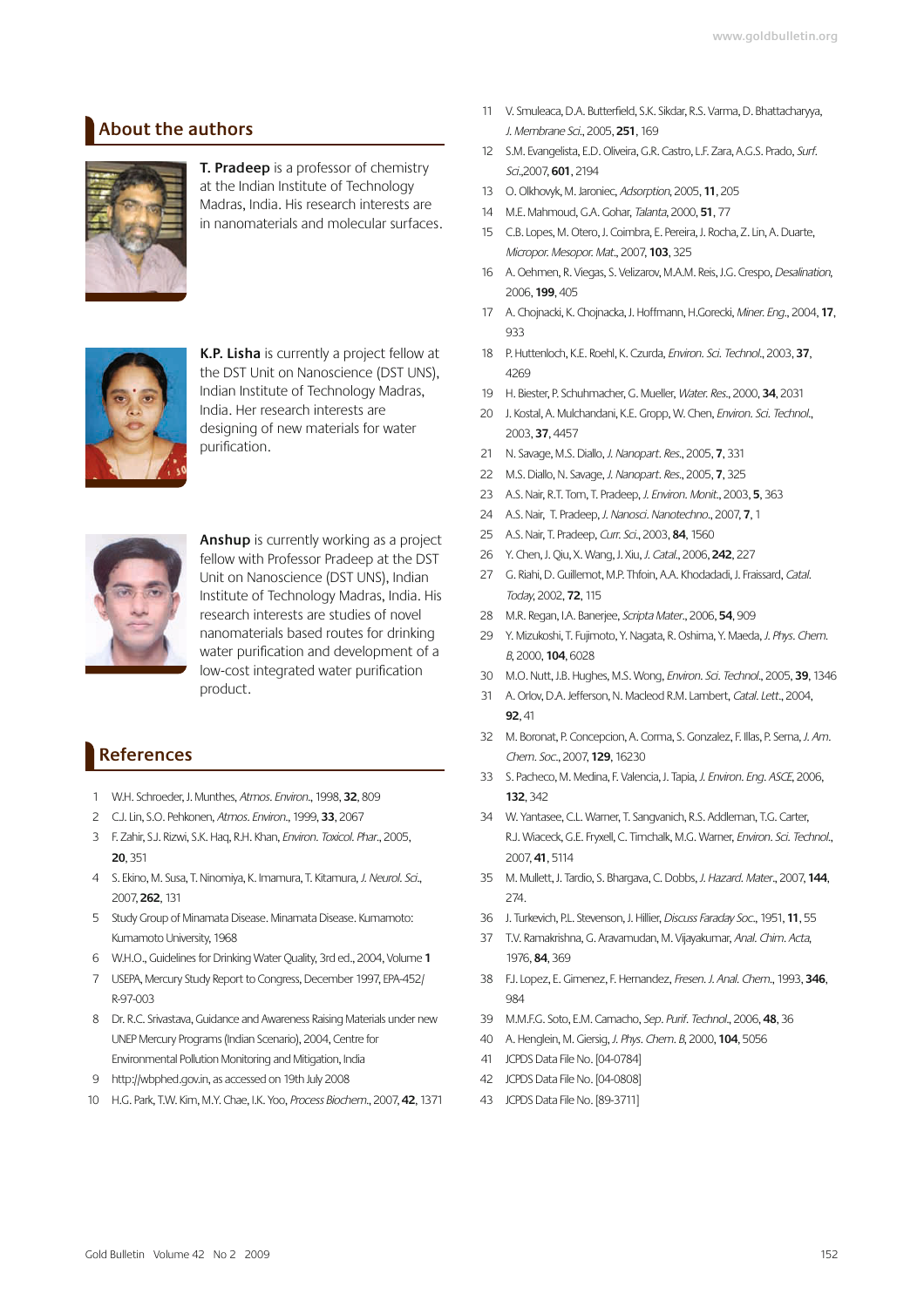## About the authors

**T. Pradeep** is a professor of chemistry at the Indian Institute of Technology Madras, India. His research interests are in nanomaterials and molecular surfaces.

**K.P. Lisha** is currently a project fellow at the DST Unit on Nanoscience (DST UNS), Indian Institute of Technology Madras, India. Her research interests are designing of new materials for water purification.

**Anshup** is currently working as a project fellow with Professor Pradeep at the DST Unit on Nanoscience (DST UNS), Indian Institute of Technology Madras, India. His research interests are studies of novel nanomaterials based routes for drinking water purification and development of a low-cost integrated water purification product.

## References

1. W.H. Schroeder, J. Munthes, *Atmos. Environ.*, 1998, **32**, 809
2. C.J. Lin, S.O. Pehkonen, *Atmos. Environ.*, 1999, **33**, 2067
3. F. Zahir, S.J. Rizwi, S.K. Haq, R.H. Khan, *Environ. Toxicol. Phar.*, 2005, **20**, 351
4. S. Ekino, M. Susa, T. Ninomiya, K. Imamura, T. Kitamura, *J. Neurol. Sci.*, 2007, **262**, 131
5. Study Group of Minamata Disease. Minamata Disease. Kumamoto: Kumamoto University, 1968
6. W.H.O., Guidelines for Drinking Water Quality, 3rd ed., 2004, Volume **1**
7. USEPA, Mercury Study Report to Congress, December 1997, EPA-452/ R-97-003
8. Dr. R.C. Srivastava, Guidance and Awareness Raising Materials under new UNEP Mercury Programs (Indian Scenario), 2004, Centre for Environmental Pollution Monitoring and Mitigation, India
9. http://wbphed.gov.in, as accessed on 19th July 2008
10. H.G. Park, T.W. Kim, M.Y. Chae, I.K. Yoo, *Process Biochem.*, 2007, **42**, 1371
11. V. Smuleaca, D.A. Butterfield, S.K. Sikdar, R.S. Varma, D. Bhattacharyya, *J. Membrane Sci.*, 2005, **251**, 169
12. S.M. Evangelista, E.D. Oliveira, G.R. Castro, L.F. Zara, A.G.S. Prado, *Surf. Sci.*,2007, **601**, 2194
13. O. Olkhovyk, M. Jaroniec, *Adsorption*, 2005, **11**, 205
14. M.E. Mahmoud, G.A. Gohar, *Talanta*, 2000, **51**, 77
15. C.B. Lopes, M. Otero, J. Coimbra, E. Pereira, J. Rocha, Z. Lin, A. Duarte, *Micropor. Mesopor. Mat.*, 2007, **103**, 325
16. A. Oehmen, R. Viegas, S. Velizarov, M.A.M. Reis, J.G. Crespo, *Desalination*, 2006, **199**, 405
17. A. Chojnacki, K. Chojnacka, J. Hoffmann, H.Gorecki, *Miner. Eng.*, 2004, **17**, 933
18. P. Huttenloch, K.E. Roehl, K. Czurda, *Environ. Sci. Technol.*, 2003, **37**, 4269
19. H. Biester, P. Schuhmacher, G. Mueller, *Water. Res.*, 2000, **34**, 2031
20. J. Kostal, A. Mulchandani, K.E. Gropp, W. Chen, *Environ. Sci. Technol.*, 2003, **37**, 4457
21. N. Savage, M.S. Diallo, *J. Nanopart. Res.*, 2005, **7**, 331
22. M.S. Diallo, N. Savage, *J. Nanopart. Res.*, 2005, **7**, 325
23. A.S. Nair, R.T. Tom, T. Pradeep, *J. Environ. Monit.*, 2003, **5**, 363
24. A.S. Nair, T. Pradeep, *J. Nanosci. Nanotechno.*, 2007, **7**, 1
25. A.S. Nair, T. Pradeep, *Curr. Sci.*, 2003, **84**, 1560
26. Y. Chen, J. Qiu, X. Wang, J. Xiu, *J. Catal.*, 2006, **242**, 227
27. G. Riahi, D. Guillemot, M.P. Thfoin, A.A. Khodadadi, J. Fraissard, *Catal. Today*, 2002, **72**, 115
28. M.R. Regan, I.A. Banerjee, *Scripta Mater.*, 2006, **54**, 909
29. Y. Mizukoshi, T. Fujimoto, Y. Nagata, R. Oshima, Y. Maeda, *J. Phys. Chem. B*, 2000, **104**, 6028
30. M.O. Nutt, J.B. Hughes, M.S. Wong, *Environ. Sci. Technol.*, 2005, **39**, 1346
31. A. Orlov, D.A. Jefferson, N. Macleod R.M. Lambert, *Catal. Lett.*, 2004, **92**, 41
32. M. Boronat, P. Concepcion, A. Corma, S. Gonzalez, F. Illas, P. Serna, *J. Am. Chem. Soc.*, 2007, **129**, 16230
33. S. Pacheco, M. Medina, F. Valencia, J. Tapia, *J. Environ. Eng. ASCE*, 2006, **132**, 342
34. W. Yantasee, C.L. Warner, T. Sangvanich, R.S. Addleman, T.G. Carter, R.J. Wiaceck, G.E. Fryxell, C. Timchalk, M.G. Warner, *Environ. Sci. Technol.*, 2007, **41**, 5114
35. M. Mullett, J. Tardio, S. Bhargava, C. Dobbs, *J. Hazard. Mater.*, 2007, **144**, 274.
36. J. Turkevich, P.L. Stevenson, J. Hillier, *Discuss Faraday Soc.*, 1951, **11**, 55
37. T.V. Ramakrishna, G. Aravamudan, M. Vijayakumar, *Anal. Chim. Acta*, 1976, **84**, 369
38. F.J. Lopez, E. Gimenez, F. Hernandez, *Fresen. J. Anal. Chem.*, 1993, **346**, 984
39. M.M.F.G. Soto, E.M. Camacho, *Sep. Purif. Technol.*, 2006, **48**, 36
40. A. Henglein, M. Giersig, *J. Phys. Chem. B*, 2000, **104**, 5056
41. JCPDS Data File No. [04-0784]
42. JCPDS Data File No. [04-0808]
43. JCPDS Data File No. [89-3711]